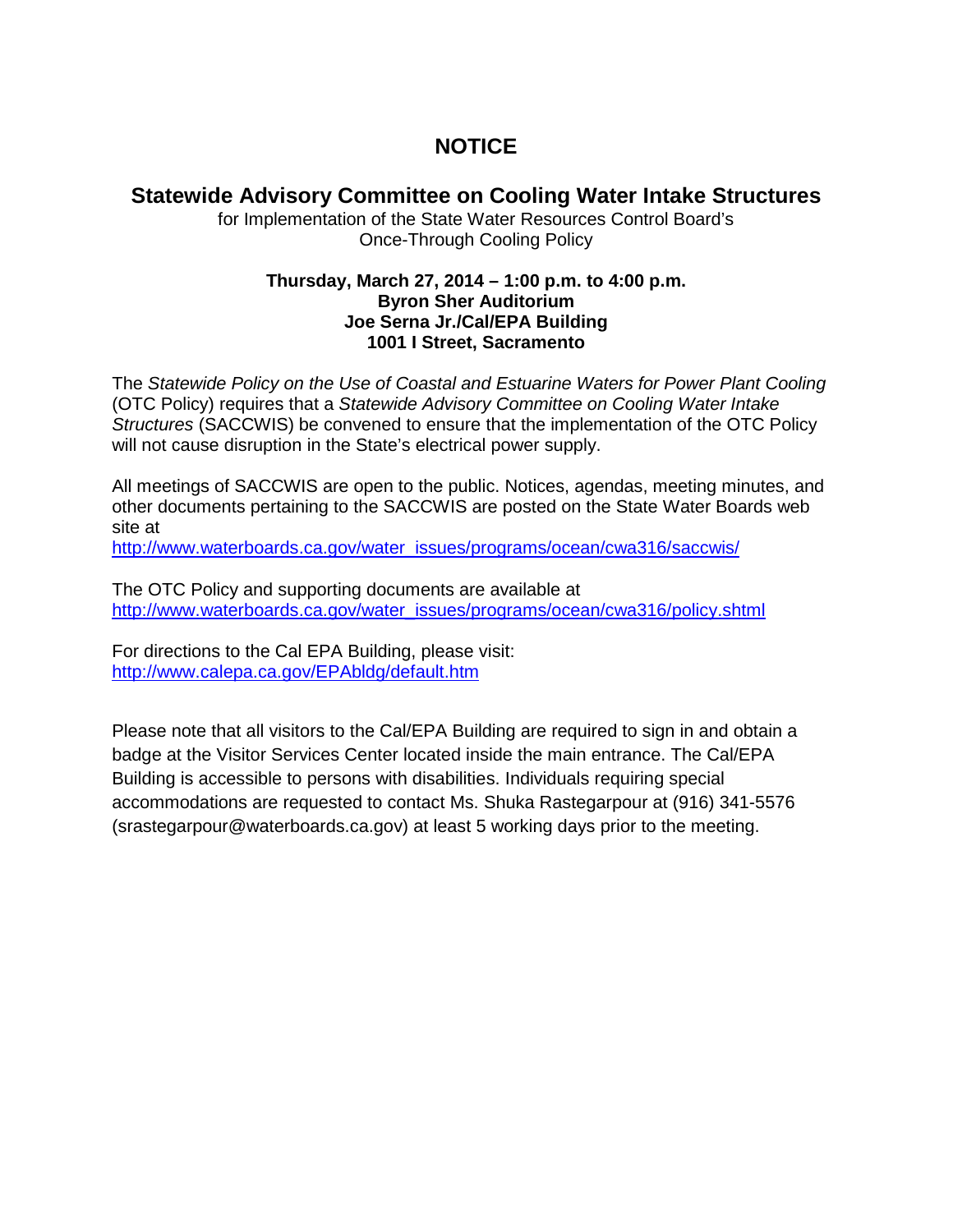# NOTICE

## Statewide Advisory Committee on Cooling Water Intake Structures

for Implementation of the State Water Resources Control Board's
Once-Through Cooling Policy

**Thursday, March 27, 2014 – 1:00 p.m. to 4:00 p.m.**
**Byron Sher Auditorium**
**Joe Serna Jr./Cal/EPA Building**
**1001 I Street, Sacramento**

The *Statewide Policy on the Use of Coastal and Estuarine Waters for Power Plant Cooling* (OTC Policy) requires that a *Statewide Advisory Committee on Cooling Water Intake Structures* (SACCWIS) be convened to ensure that the implementation of the OTC Policy will not cause disruption in the State's electrical power supply.

All meetings of SACCWIS are open to the public. Notices, agendas, meeting minutes, and other documents pertaining to the SACCWIS are posted on the State Water Boards web site at
http://www.waterboards.ca.gov/water_issues/programs/ocean/cwa316/saccwis/

The OTC Policy and supporting documents are available at
http://www.waterboards.ca.gov/water_issues/programs/ocean/cwa316/policy.shtml

For directions to the Cal EPA Building, please visit:
http://www.calepa.ca.gov/EPAbldg/default.htm

Please note that all visitors to the Cal/EPA Building are required to sign in and obtain a badge at the Visitor Services Center located inside the main entrance. The Cal/EPA Building is accessible to persons with disabilities. Individuals requiring special accommodations are requested to contact Ms. Shuka Rastegarpour at (916) 341-5576 (srastegarpour@waterboards.ca.gov) at least 5 working days prior to the meeting.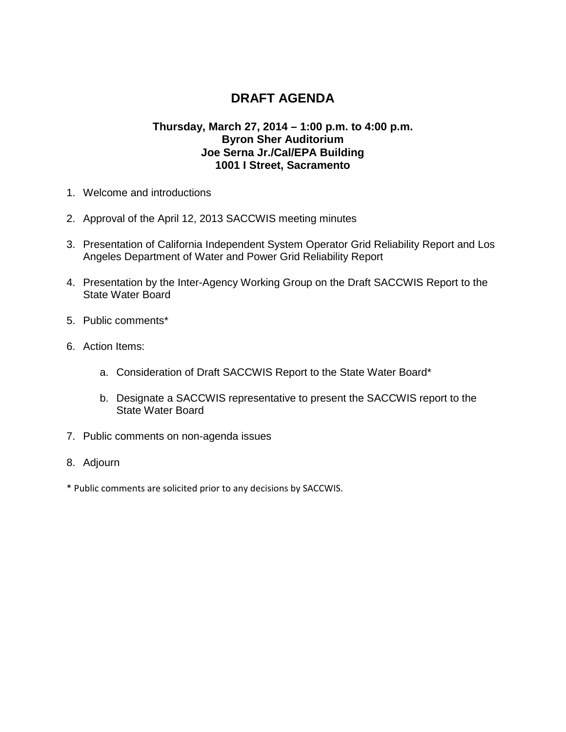# DRAFT AGENDA

**Thursday, March 27, 2014 – 1:00 p.m. to 4:00 p.m.**
**Byron Sher Auditorium**
**Joe Serna Jr./Cal/EPA Building**
**1001 I Street, Sacramento**

1. Welcome and introductions
2. Approval of the April 12, 2013 SACCWIS meeting minutes
3. Presentation of California Independent System Operator Grid Reliability Report and Los Angeles Department of Water and Power Grid Reliability Report
4. Presentation by the Inter-Agency Working Group on the Draft SACCWIS Report to the State Water Board
5. Public comments*
6. Action Items:
    a. Consideration of Draft SACCWIS Report to the State Water Board*
    b. Designate a SACCWIS representative to present the SACCWIS report to the State Water Board
7. Public comments on non-agenda issues
8. Adjourn

* Public comments are solicited prior to any decisions by SACCWIS.